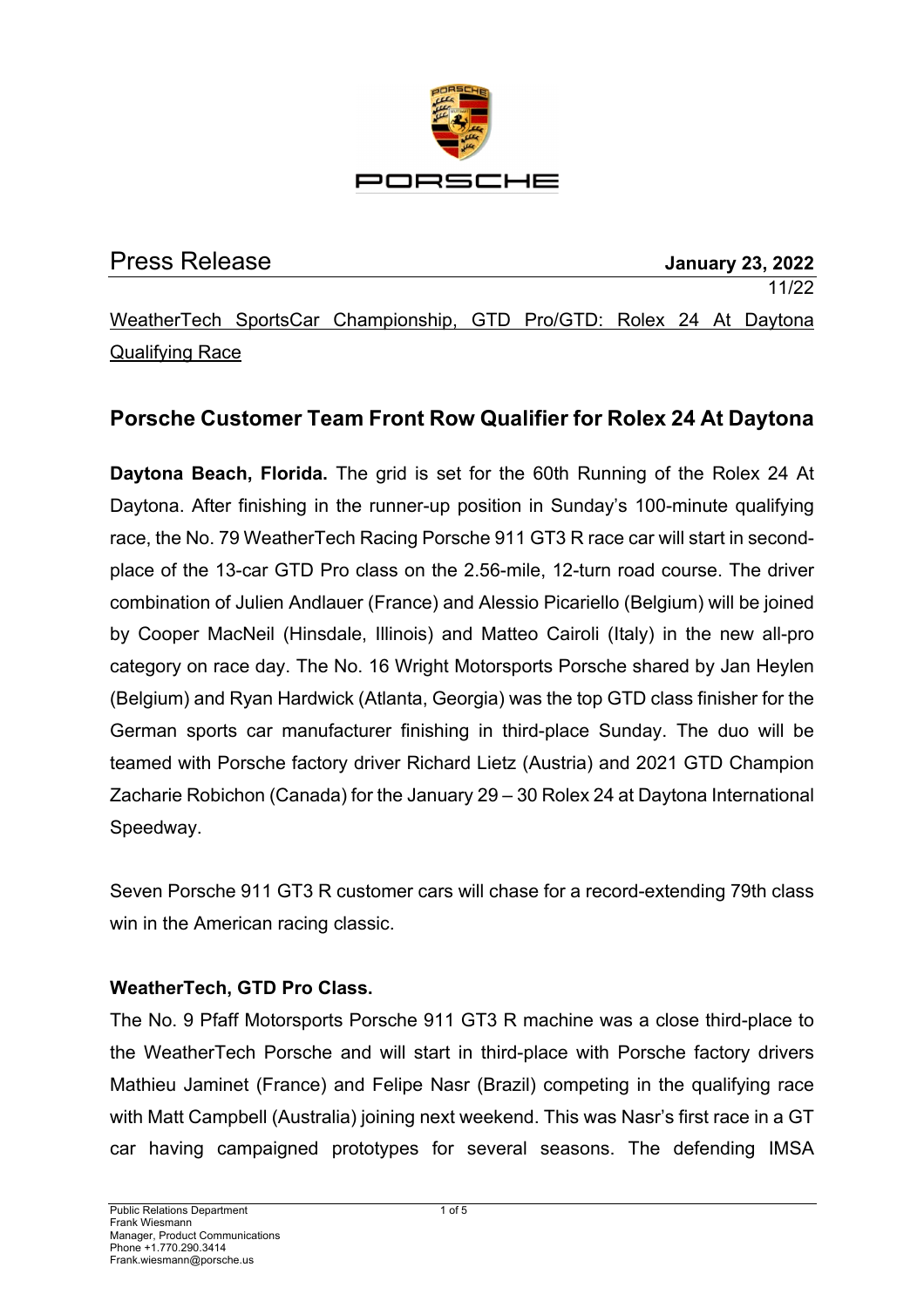PORSCHE

Press Release **January 23, 2022**

11/22

WeatherTech SportsCar Championship, GTD Pro/GTD: Rolex 24 At Daytona Qualifying Race

## Porsche Customer Team Front Row Qualifier for Rolex 24 At Daytona

**Daytona Beach, Florida.** The grid is set for the 60th Running of the Rolex 24 At Daytona. After finishing in the runner-up position in Sunday's 100-minute qualifying race, the No. 79 WeatherTech Racing Porsche 911 GT3 R race car will start in second-place of the 13-car GTD Pro class on the 2.56-mile, 12-turn road course. The driver combination of Julien Andlauer (France) and Alessio Picariello (Belgium) will be joined by Cooper MacNeil (Hinsdale, Illinois) and Matteo Cairoli (Italy) in the new all-pro category on race day. The No. 16 Wright Motorsports Porsche shared by Jan Heylen (Belgium) and Ryan Hardwick (Atlanta, Georgia) was the top GTD class finisher for the German sports car manufacturer finishing in third-place Sunday. The duo will be teamed with Porsche factory driver Richard Lietz (Austria) and 2021 GTD Champion Zacharie Robichon (Canada) for the January 29 – 30 Rolex 24 at Daytona International Speedway.

Seven Porsche 911 GT3 R customer cars will chase for a record-extending 79th class win in the American racing classic.

**WeatherTech, GTD Pro Class.**

The No. 9 Pfaff Motorsports Porsche 911 GT3 R machine was a close third-place to the WeatherTech Porsche and will start in third-place with Porsche factory drivers Mathieu Jaminet (France) and Felipe Nasr (Brazil) competing in the qualifying race with Matt Campbell (Australia) joining next weekend. This was Nasr's first race in a GT car having campaigned prototypes for several seasons. The defending IMSA

Public Relations Department
Frank Wiesmann
Manager, Product Communications
Phone +1.770.290.3414
Frank.wiesmann@porsche.us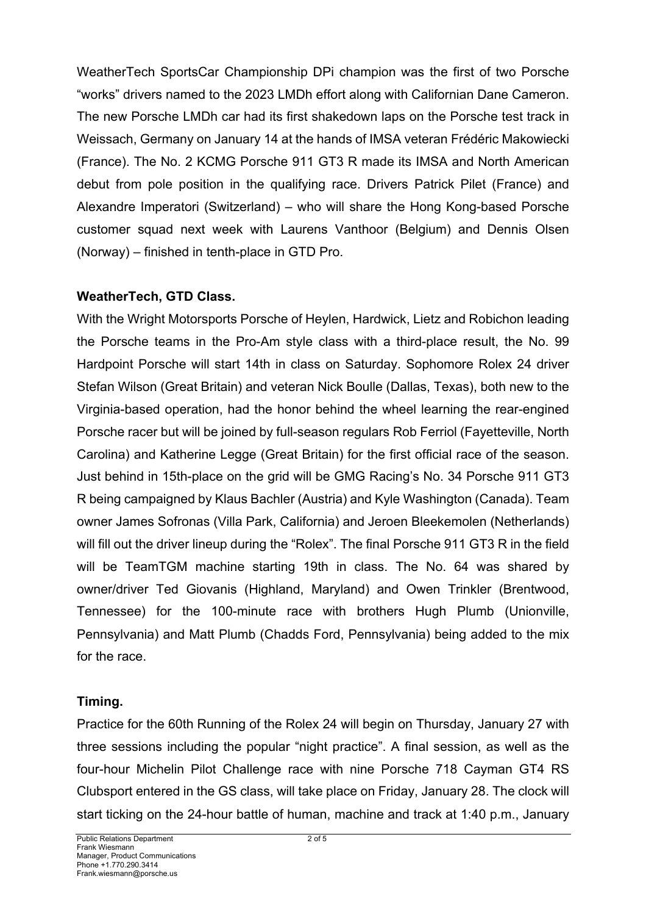WeatherTech SportsCar Championship DPi champion was the first of two Porsche "works" drivers named to the 2023 LMDh effort along with Californian Dane Cameron. The new Porsche LMDh car had its first shakedown laps on the Porsche test track in Weissach, Germany on January 14 at the hands of IMSA veteran Frédéric Makowiecki (France). The No. 2 KCMG Porsche 911 GT3 R made its IMSA and North American debut from pole position in the qualifying race. Drivers Patrick Pilet (France) and Alexandre Imperatori (Switzerland) – who will share the Hong Kong-based Porsche customer squad next week with Laurens Vanthoor (Belgium) and Dennis Olsen (Norway) – finished in tenth-place in GTD Pro.

**WeatherTech, GTD Class.**

With the Wright Motorsports Porsche of Heylen, Hardwick, Lietz and Robichon leading the Porsche teams in the Pro-Am style class with a third-place result, the No. 99 Hardpoint Porsche will start 14th in class on Saturday. Sophomore Rolex 24 driver Stefan Wilson (Great Britain) and veteran Nick Boulle (Dallas, Texas), both new to the Virginia-based operation, had the honor behind the wheel learning the rear-engined Porsche racer but will be joined by full-season regulars Rob Ferriol (Fayetteville, North Carolina) and Katherine Legge (Great Britain) for the first official race of the season. Just behind in 15th-place on the grid will be GMG Racing's No. 34 Porsche 911 GT3 R being campaigned by Klaus Bachler (Austria) and Kyle Washington (Canada). Team owner James Sofronas (Villa Park, California) and Jeroen Bleekemolen (Netherlands) will fill out the driver lineup during the "Rolex". The final Porsche 911 GT3 R in the field will be TeamTGM machine starting 19th in class. The No. 64 was shared by owner/driver Ted Giovanis (Highland, Maryland) and Owen Trinkler (Brentwood, Tennessee) for the 100-minute race with brothers Hugh Plumb (Unionville, Pennsylvania) and Matt Plumb (Chadds Ford, Pennsylvania) being added to the mix for the race.

**Timing.**

Practice for the 60th Running of the Rolex 24 will begin on Thursday, January 27 with three sessions including the popular "night practice". A final session, as well as the four-hour Michelin Pilot Challenge race with nine Porsche 718 Cayman GT4 RS Clubsport entered in the GS class, will take place on Friday, January 28. The clock will start ticking on the 24-hour battle of human, machine and track at 1:40 p.m., January

Public Relations Department
Frank Wiesmann
Manager, Product Communications
Phone +1.770.290.3414
Frank.wiesmann@porsche.us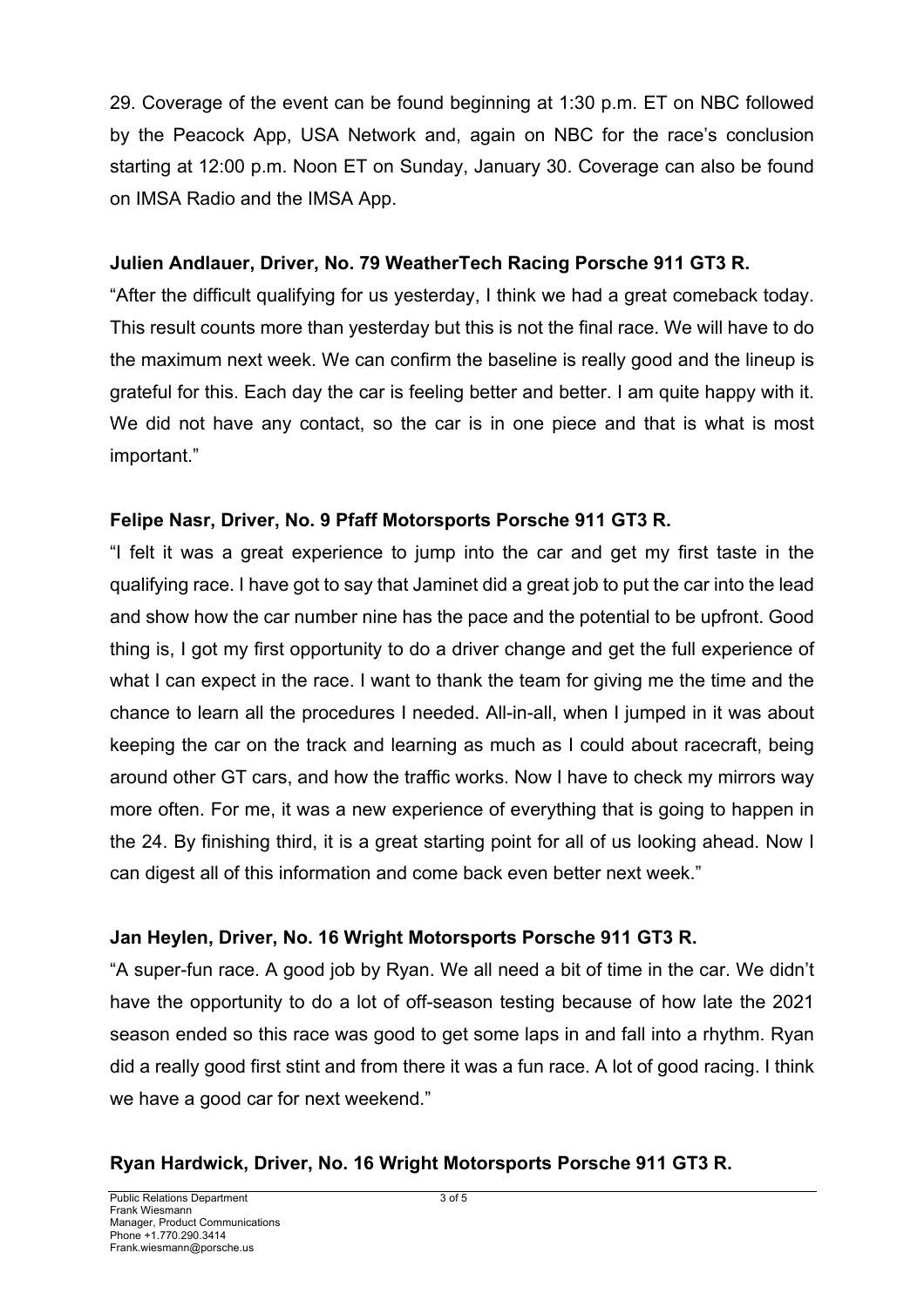29. Coverage of the event can be found beginning at 1:30 p.m. ET on NBC followed by the Peacock App, USA Network and, again on NBC for the race's conclusion starting at 12:00 p.m. Noon ET on Sunday, January 30. Coverage can also be found on IMSA Radio and the IMSA App.

**Julien Andlauer, Driver, No. 79 WeatherTech Racing Porsche 911 GT3 R.**

"After the difficult qualifying for us yesterday, I think we had a great comeback today. This result counts more than yesterday but this is not the final race. We will have to do the maximum next week. We can confirm the baseline is really good and the lineup is grateful for this. Each day the car is feeling better and better. I am quite happy with it. We did not have any contact, so the car is in one piece and that is what is most important."

**Felipe Nasr, Driver, No. 9 Pfaff Motorsports Porsche 911 GT3 R.**

"I felt it was a great experience to jump into the car and get my first taste in the qualifying race. I have got to say that Jaminet did a great job to put the car into the lead and show how the car number nine has the pace and the potential to be upfront. Good thing is, I got my first opportunity to do a driver change and get the full experience of what I can expect in the race. I want to thank the team for giving me the time and the chance to learn all the procedures I needed. All-in-all, when I jumped in it was about keeping the car on the track and learning as much as I could about racecraft, being around other GT cars, and how the traffic works. Now I have to check my mirrors way more often. For me, it was a new experience of everything that is going to happen in the 24. By finishing third, it is a great starting point for all of us looking ahead. Now I can digest all of this information and come back even better next week."

**Jan Heylen, Driver, No. 16 Wright Motorsports Porsche 911 GT3 R.**

"A super-fun race. A good job by Ryan. We all need a bit of time in the car. We didn't have the opportunity to do a lot of off-season testing because of how late the 2021 season ended so this race was good to get some laps in and fall into a rhythm. Ryan did a really good first stint and from there it was a fun race. A lot of good racing. I think we have a good car for next weekend."

**Ryan Hardwick, Driver, No. 16 Wright Motorsports Porsche 911 GT3 R.**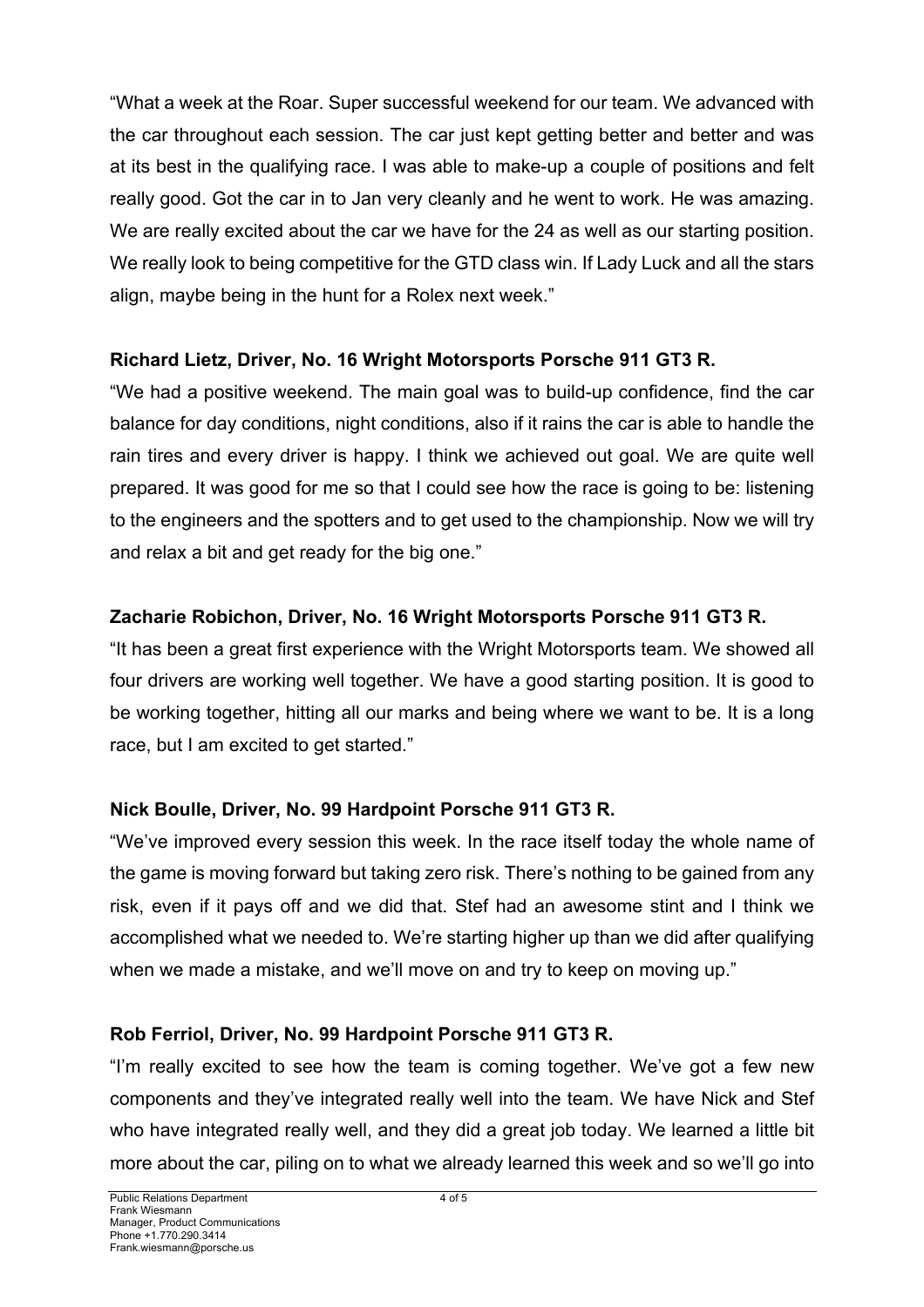"What a week at the Roar. Super successful weekend for our team. We advanced with the car throughout each session. The car just kept getting better and better and was at its best in the qualifying race. I was able to make-up a couple of positions and felt really good. Got the car in to Jan very cleanly and he went to work. He was amazing. We are really excited about the car we have for the 24 as well as our starting position. We really look to being competitive for the GTD class win. If Lady Luck and all the stars align, maybe being in the hunt for a Rolex next week."

**Richard Lietz, Driver, No. 16 Wright Motorsports Porsche 911 GT3 R.**

"We had a positive weekend. The main goal was to build-up confidence, find the car balance for day conditions, night conditions, also if it rains the car is able to handle the rain tires and every driver is happy. I think we achieved out goal. We are quite well prepared. It was good for me so that I could see how the race is going to be: listening to the engineers and the spotters and to get used to the championship. Now we will try and relax a bit and get ready for the big one."

**Zacharie Robichon, Driver, No. 16 Wright Motorsports Porsche 911 GT3 R.**

"It has been a great first experience with the Wright Motorsports team. We showed all four drivers are working well together. We have a good starting position. It is good to be working together, hitting all our marks and being where we want to be. It is a long race, but I am excited to get started."

**Nick Boulle, Driver, No. 99 Hardpoint Porsche 911 GT3 R.**

"We've improved every session this week. In the race itself today the whole name of the game is moving forward but taking zero risk. There's nothing to be gained from any risk, even if it pays off and we did that. Stef had an awesome stint and I think we accomplished what we needed to. We're starting higher up than we did after qualifying when we made a mistake, and we'll move on and try to keep on moving up."

**Rob Ferriol, Driver, No. 99 Hardpoint Porsche 911 GT3 R.**

"I'm really excited to see how the team is coming together. We've got a few new components and they've integrated really well into the team. We have Nick and Stef who have integrated really well, and they did a great job today. We learned a little bit more about the car, piling on to what we already learned this week and so we'll go into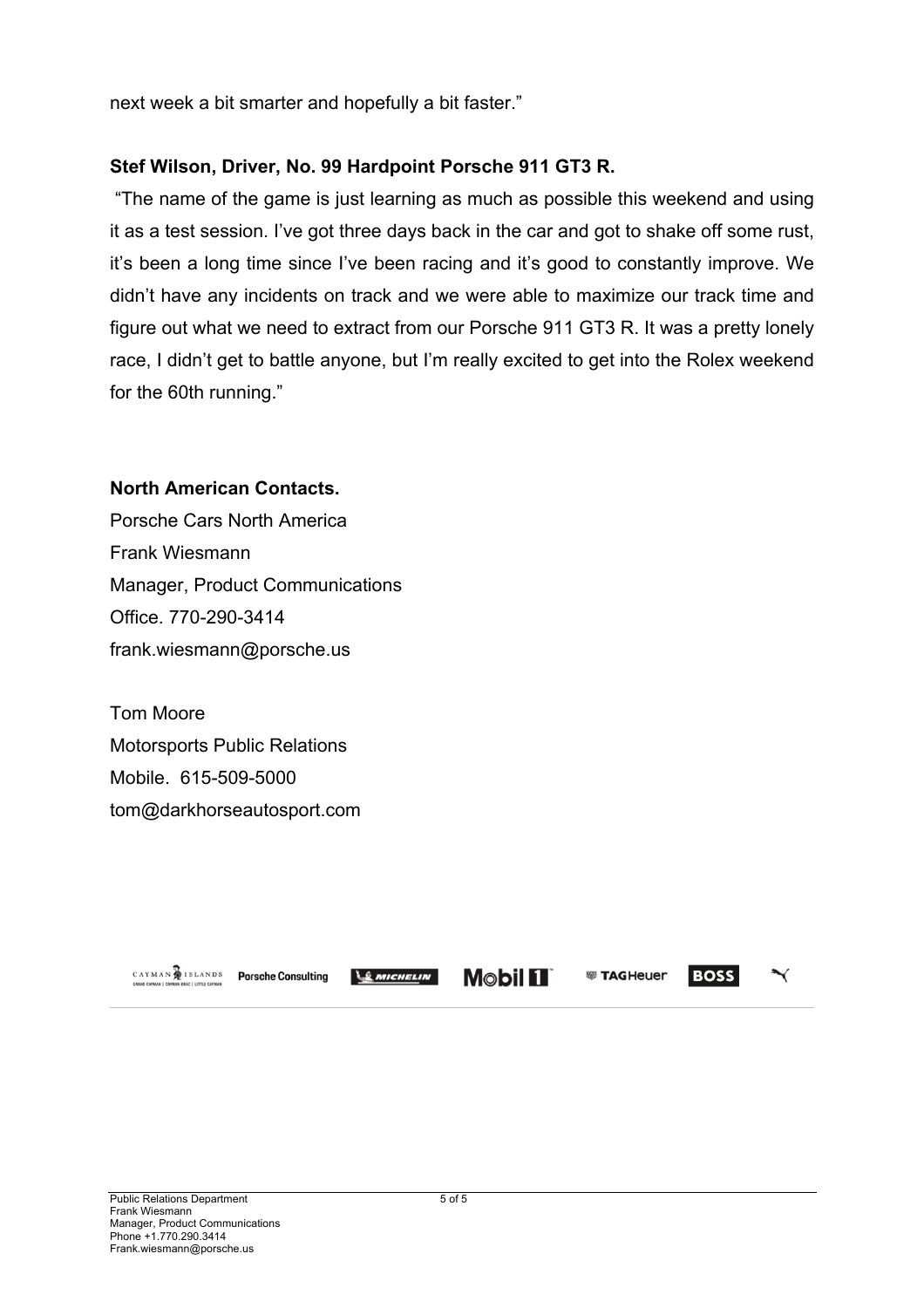next week a bit smarter and hopefully a bit faster."

**Stef Wilson, Driver, No. 99 Hardpoint Porsche 911 GT3 R.**

"The name of the game is just learning as much as possible this weekend and using it as a test session. I've got three days back in the car and got to shake off some rust, it's been a long time since I've been racing and it's good to constantly improve. We didn't have any incidents on track and we were able to maximize our track time and figure out what we need to extract from our Porsche 911 GT3 R. It was a pretty lonely race, I didn't get to battle anyone, but I'm really excited to get into the Rolex weekend for the 60th running."

**North American Contacts.**

Porsche Cars North America
Frank Wiesmann
Manager, Product Communications
Office. 770-290-3414
frank.wiesmann@porsche.us

Tom Moore
Motorsports Public Relations
Mobile. 615-509-5000
tom@darkhorseautosport.com